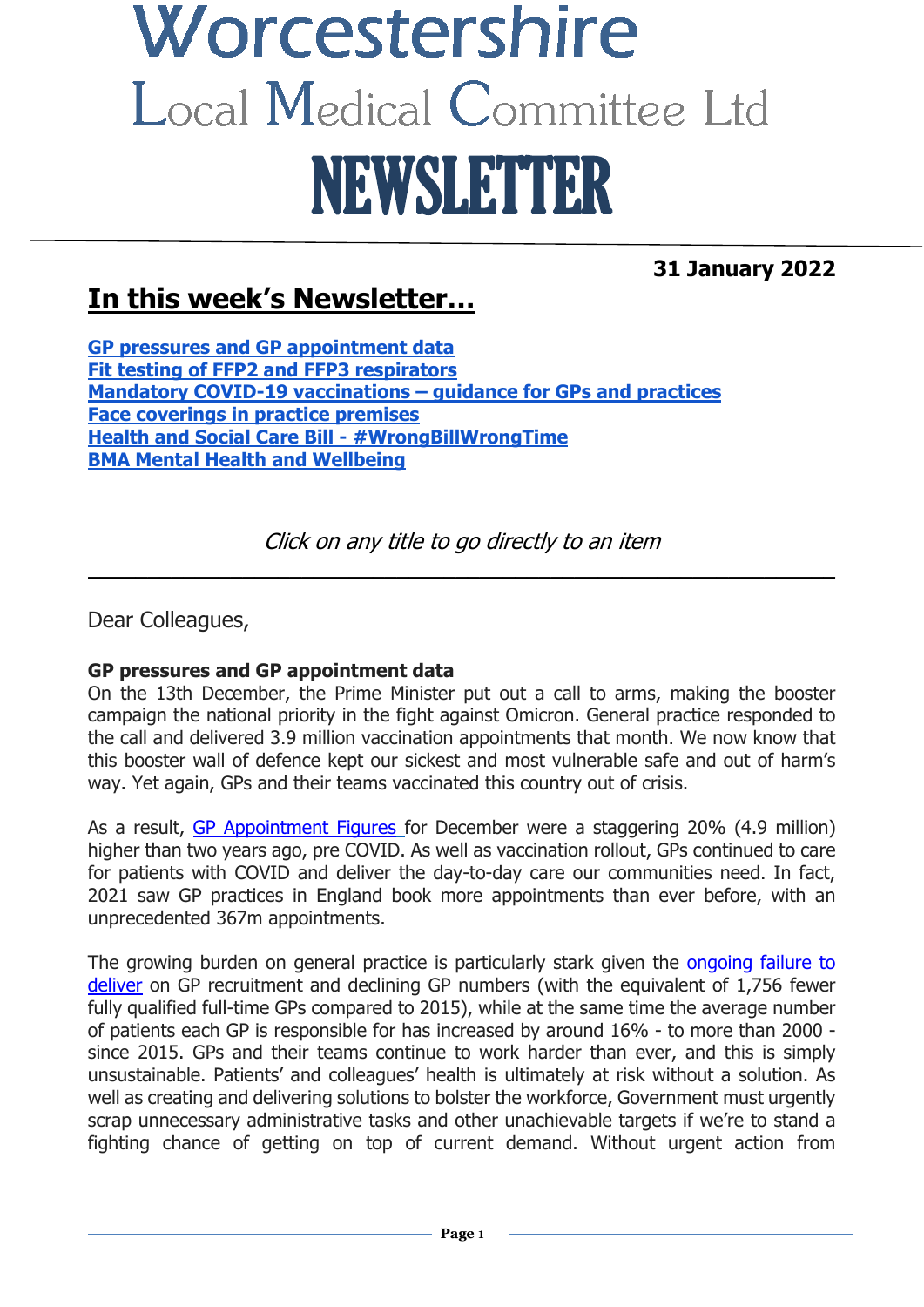# Worcestershire
## Local Medical Committee Ltd
# NEWSLETTER

**31 January 2022**

## In this week's Newsletter...

**GP pressures and GP appointment data**
**Fit testing of FFP2 and FFP3 respirators**
**Mandatory COVID-19 vaccinations – guidance for GPs and practices**
**Face coverings in practice premises**
**Health and Social Care Bill - #WrongBillWrongTime**
**BMA Mental Health and Wellbeing**

*Click on any title to go directly to an item*

---

Dear Colleagues,

### GP pressures and GP appointment data

On the 13th December, the Prime Minister put out a call to arms, making the booster campaign the national priority in the fight against Omicron. General practice responded to the call and delivered 3.9 million vaccination appointments that month. We now know that this booster wall of defence kept our sickest and most vulnerable safe and out of harm's way. Yet again, GPs and their teams vaccinated this country out of crisis.

As a result, GP Appointment Figures for December were a staggering 20% (4.9 million) higher than two years ago, pre COVID. As well as vaccination rollout, GPs continued to care for patients with COVID and deliver the day-to-day care our communities need. In fact, 2021 saw GP practices in England book more appointments than ever before, with an unprecedented 367m appointments.

The growing burden on general practice is particularly stark given the ongoing failure to deliver on GP recruitment and declining GP numbers (with the equivalent of 1,756 fewer fully qualified full-time GPs compared to 2015), while at the same time the average number of patients each GP is responsible for has increased by around 16% - to more than 2000 - since 2015. GPs and their teams continue to work harder than ever, and this is simply unsustainable. Patients' and colleagues' health is ultimately at risk without a solution. As well as creating and delivering solutions to bolster the workforce, Government must urgently scrap unnecessary administrative tasks and other unachievable targets if we're to stand a fighting chance of getting on top of current demand. Without urgent action from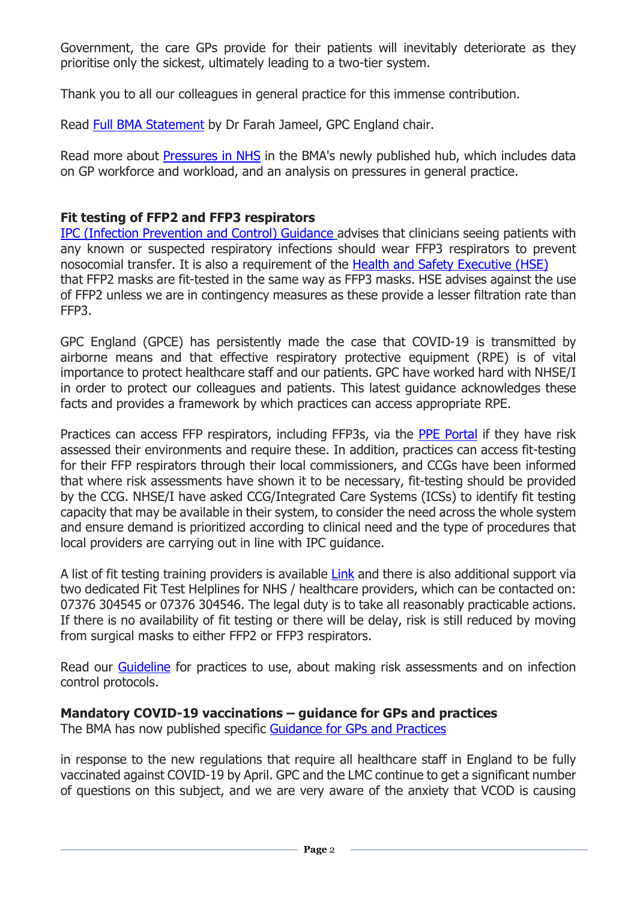Government, the care GPs provide for their patients will inevitably deteriorate as they prioritise only the sickest, ultimately leading to a two-tier system.

Thank you to all our colleagues in general practice for this immense contribution.

Read Full BMA Statement by Dr Farah Jameel, GPC England chair.

Read more about Pressures in NHS in the BMA's newly published hub, which includes data on GP workforce and workload, and an analysis on pressures in general practice.

**Fit testing of FFP2 and FFP3 respirators**

IPC (Infection Prevention and Control) Guidance advises that clinicians seeing patients with any known or suspected respiratory infections should wear FFP3 respirators to prevent nosocomial transfer. It is also a requirement of the Health and Safety Executive (HSE) that FFP2 masks are fit-tested in the same way as FFP3 masks. HSE advises against the use of FFP2 unless we are in contingency measures as these provide a lesser filtration rate than FFP3.

GPC England (GPCE) has persistently made the case that COVID-19 is transmitted by airborne means and that effective respiratory protective equipment (RPE) is of vital importance to protect healthcare staff and our patients. GPC have worked hard with NHSE/I in order to protect our colleagues and patients. This latest guidance acknowledges these facts and provides a framework by which practices can access appropriate RPE.

Practices can access FFP respirators, including FFP3s, via the PPE Portal if they have risk assessed their environments and require these. In addition, practices can access fit-testing for their FFP respirators through their local commissioners, and CCGs have been informed that where risk assessments have shown it to be necessary, fit-testing should be provided by the CCG. NHSE/I have asked CCG/Integrated Care Systems (ICSs) to identify fit testing capacity that may be available in their system, to consider the need across the whole system and ensure demand is prioritized according to clinical need and the type of procedures that local providers are carrying out in line with IPC guidance.

A list of fit testing training providers is available Link and there is also additional support via two dedicated Fit Test Helplines for NHS / healthcare providers, which can be contacted on: 07376 304545 or 07376 304546. The legal duty is to take all reasonably practicable actions. If there is no availability of fit testing or there will be delay, risk is still reduced by moving from surgical masks to either FFP2 or FFP3 respirators.

Read our Guideline for practices to use, about making risk assessments and on infection control protocols.

**Mandatory COVID-19 vaccinations – guidance for GPs and practices**

The BMA has now published specific Guidance for GPs and Practices

in response to the new regulations that require all healthcare staff in England to be fully vaccinated against COVID-19 by April. GPC and the LMC continue to get a significant number of questions on this subject, and we are very aware of the anxiety that VCOD is causing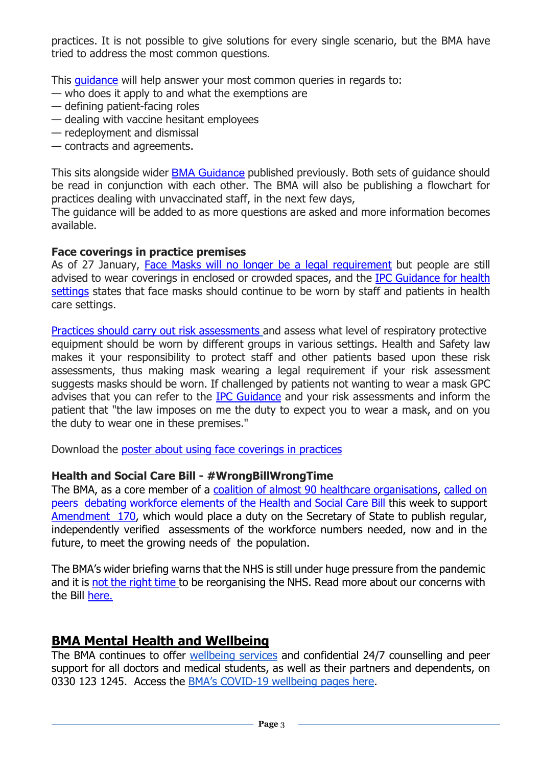practices. It is not possible to give solutions for every single scenario, but the BMA have tried to address the most common questions.

This guidance will help answer your most common queries in regards to:

— who does it apply to and what the exemptions are
— defining patient-facing roles
— dealing with vaccine hesitant employees
— redeployment and dismissal
— contracts and agreements.

This sits alongside wider BMA Guidance published previously. Both sets of guidance should be read in conjunction with each other. The BMA will also be publishing a flowchart for practices dealing with unvaccinated staff, in the next few days,
The guidance will be added to as more questions are asked and more information becomes available.

**Face coverings in practice premises**

As of 27 January, Face Masks will no longer be a legal requirement but people are still advised to wear coverings in enclosed or crowded spaces, and the IPC Guidance for health settings states that face masks should continue to be worn by staff and patients in health care settings.

Practices should carry out risk assessments and assess what level of respiratory protective equipment should be worn by different groups in various settings. Health and Safety law makes it your responsibility to protect staff and other patients based upon these risk assessments, thus making mask wearing a legal requirement if your risk assessment suggests masks should be worn. If challenged by patients not wanting to wear a mask GPC advises that you can refer to the IPC Guidance and your risk assessments and inform the patient that "the law imposes on me the duty to expect you to wear a mask, and on you the duty to wear one in these premises."

Download the poster about using face coverings in practices

**Health and Social Care Bill - #WrongBillWrongTime**

The BMA, as a core member of a coalition of almost 90 healthcare organisations, called on peers debating workforce elements of the Health and Social Care Bill this week to support Amendment 170, which would place a duty on the Secretary of State to publish regular, independently verified assessments of the workforce numbers needed, now and in the future, to meet the growing needs of the population.

The BMA's wider briefing warns that the NHS is still under huge pressure from the pandemic and it is not the right time to be reorganising the NHS. Read more about our concerns with the Bill here.

## BMA Mental Health and Wellbeing

The BMA continues to offer wellbeing services and confidential 24/7 counselling and peer support for all doctors and medical students, as well as their partners and dependents, on 0330 123 1245. Access the BMA's COVID-19 wellbeing pages here.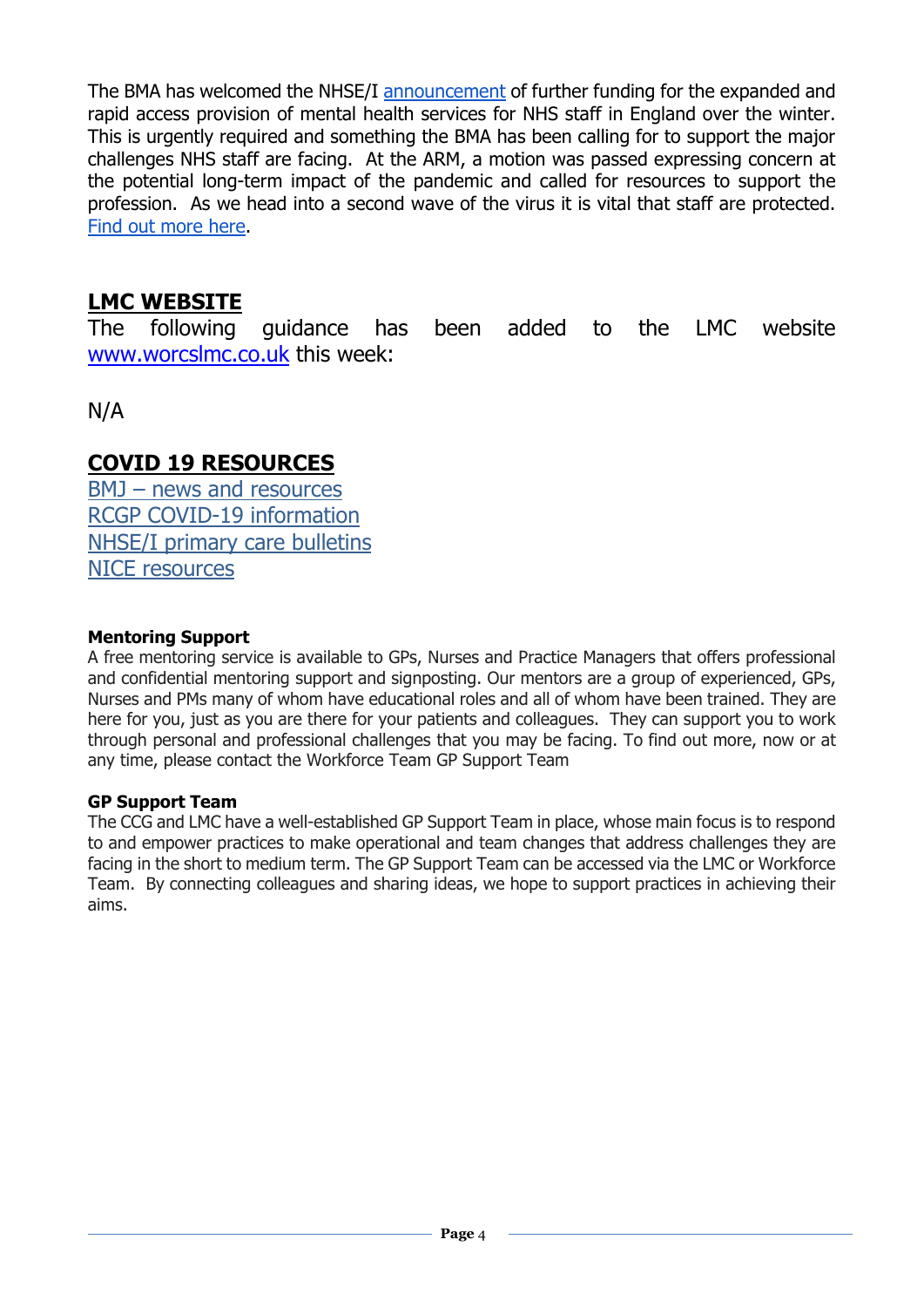The BMA has welcomed the NHSE/I announcement of further funding for the expanded and rapid access provision of mental health services for NHS staff in England over the winter. This is urgently required and something the BMA has been calling for to support the major challenges NHS staff are facing. At the ARM, a motion was passed expressing concern at the potential long-term impact of the pandemic and called for resources to support the profession. As we head into a second wave of the virus it is vital that staff are protected. Find out more here.

## LMC WEBSITE

The following guidance has been added to the LMC website www.worcslmc.co.uk this week:

N/A

## COVID 19 RESOURCES

BMJ – news and resources
RCGP COVID-19 information
NHSE/I primary care bulletins
NICE resources

**Mentoring Support**

A free mentoring service is available to GPs, Nurses and Practice Managers that offers professional and confidential mentoring support and signposting. Our mentors are a group of experienced, GPs, Nurses and PMs many of whom have educational roles and all of whom have been trained. They are here for you, just as you are there for your patients and colleagues. They can support you to work through personal and professional challenges that you may be facing. To find out more, now or at any time, please contact the Workforce Team GP Support Team

**GP Support Team**

The CCG and LMC have a well-established GP Support Team in place, whose main focus is to respond to and empower practices to make operational and team changes that address challenges they are facing in the short to medium term. The GP Support Team can be accessed via the LMC or Workforce Team. By connecting colleagues and sharing ideas, we hope to support practices in achieving their aims.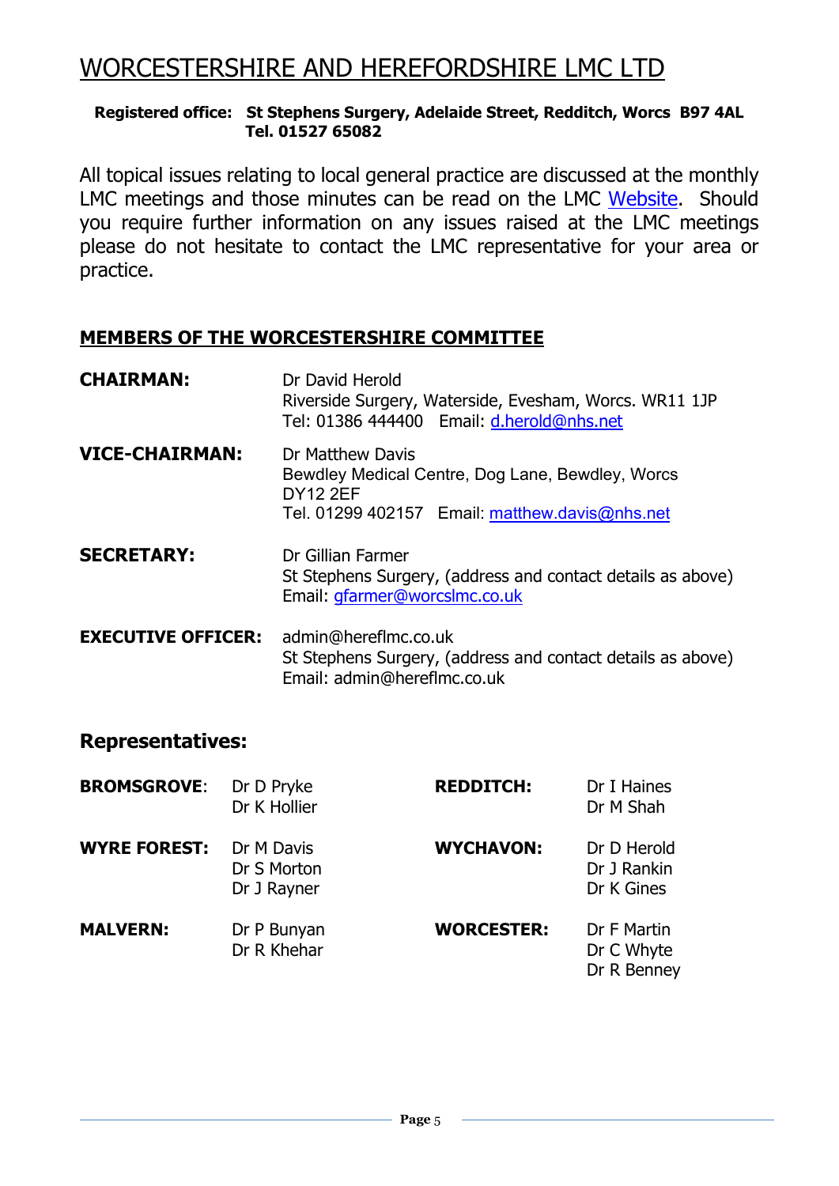# WORCESTERSHIRE AND HEREFORDSHIRE LMC LTD

**Registered office: St Stephens Surgery, Adelaide Street, Redditch, Worcs B97 4AL**
**Tel. 01527 65082**

All topical issues relating to local general practice are discussed at the monthly LMC meetings and those minutes can be read on the LMC Website. Should you require further information on any issues raised at the LMC meetings please do not hesitate to contact the LMC representative for your area or practice.

## MEMBERS OF THE WORCESTERSHIRE COMMITTEE

**CHAIRMAN:**
Dr David Herold
Riverside Surgery, Waterside, Evesham, Worcs. WR11 1JP
Tel: 01386 444400 Email: d.herold@nhs.net

**VICE-CHAIRMAN:**
Dr Matthew Davis
Bewdley Medical Centre, Dog Lane, Bewdley, Worcs
DY12 2EF
Tel. 01299 402157 Email: matthew.davis@nhs.net

**SECRETARY:**
Dr Gillian Farmer
St Stephens Surgery, (address and contact details as above)
Email: gfarmer@worcslmc.co.uk

**EXECUTIVE OFFICER:**
admin@hereflmc.co.uk
St Stephens Surgery, (address and contact details as above)
Email: admin@hereflmc.co.uk

## Representatives:

**BROMSGROVE:** Dr D Pryke, Dr K Hollier

**REDDITCH:** Dr I Haines, Dr M Shah

**WYRE FOREST:** Dr M Davis, Dr S Morton, Dr J Rayner

**WYCHAVON:** Dr D Herold, Dr J Rankin, Dr K Gines

**MALVERN:** Dr P Bunyan, Dr R Khehar

**WORCESTER:** Dr F Martin, Dr C Whyte, Dr R Benney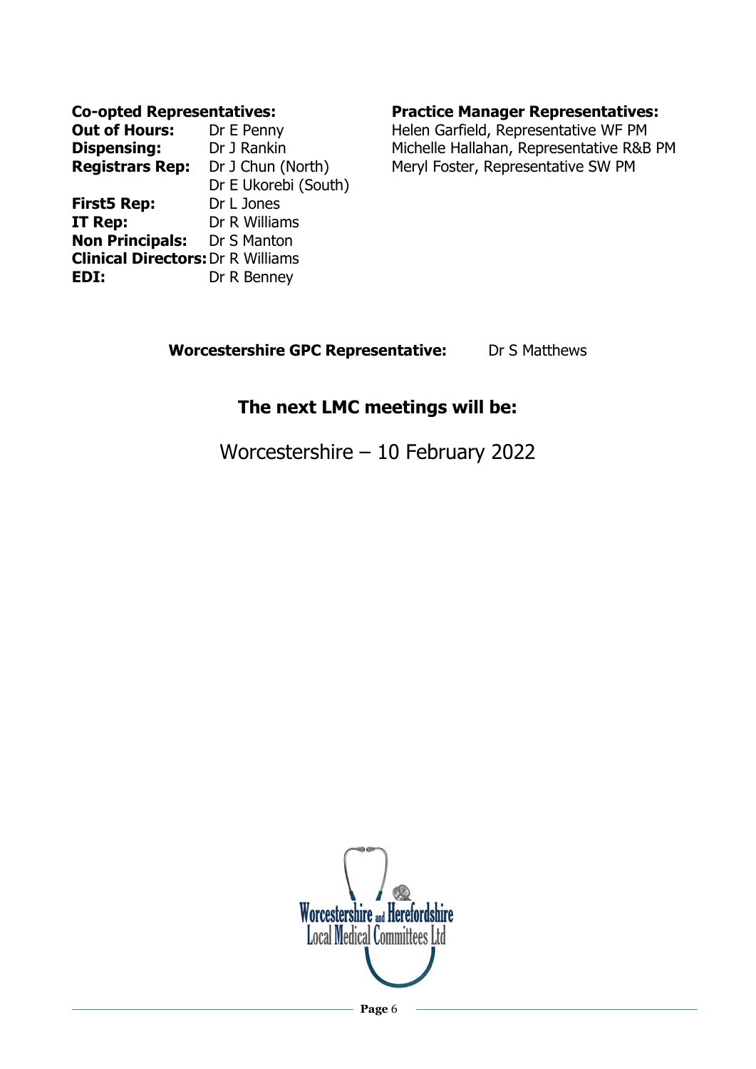**Co-opted Representatives:**

**Out of Hours:** Dr E Penny
**Dispensing:** Dr J Rankin
**Registrars Rep:** Dr J Chun (North)
Dr E Ukorebi (South)
**First5 Rep:** Dr L Jones
**IT Rep:** Dr R Williams
**Non Principals:** Dr S Manton
**Clinical Directors:** Dr R Williams
**EDI:** Dr R Benney

**Practice Manager Representatives:**

Helen Garfield, Representative WF PM
Michelle Hallahan, Representative R&B PM
Meryl Foster, Representative SW PM

**Worcestershire GPC Representative:** Dr S Matthews

## The next LMC meetings will be:

Worcestershire – 10 February 2022

Worcestershire and Herefordshire Local Medical Committees Ltd